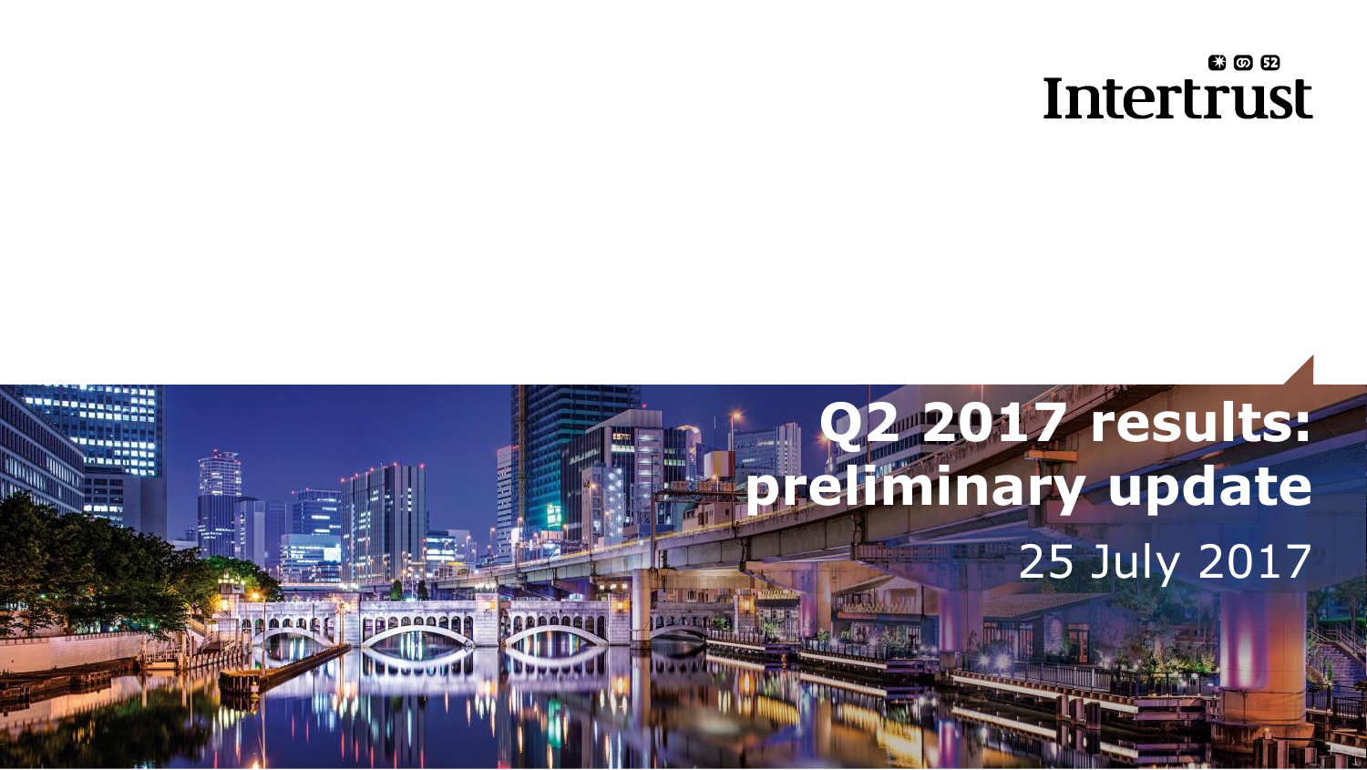Intertrust

# Q2 2017 results: preliminary update

25 July 2017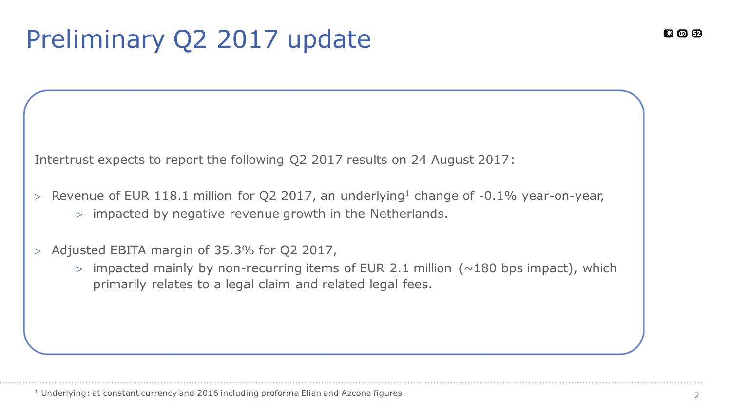# Preliminary Q2 2017 update

Intertrust expects to report the following Q2 2017 results on 24 August 2017:

- Revenue of EUR 118.1 million for Q2 2017, an underlying[1] change of -0.1% year-on-year,
  - impacted by negative revenue growth in the Netherlands.
- Adjusted EBITA margin of 35.3% for Q2 2017,
  - impacted mainly by non-recurring items of EUR 2.1 million (~180 bps impact), which primarily relates to a legal claim and related legal fees.

[1] Underlying: at constant currency and 2016 including proforma Elian and Azcona figures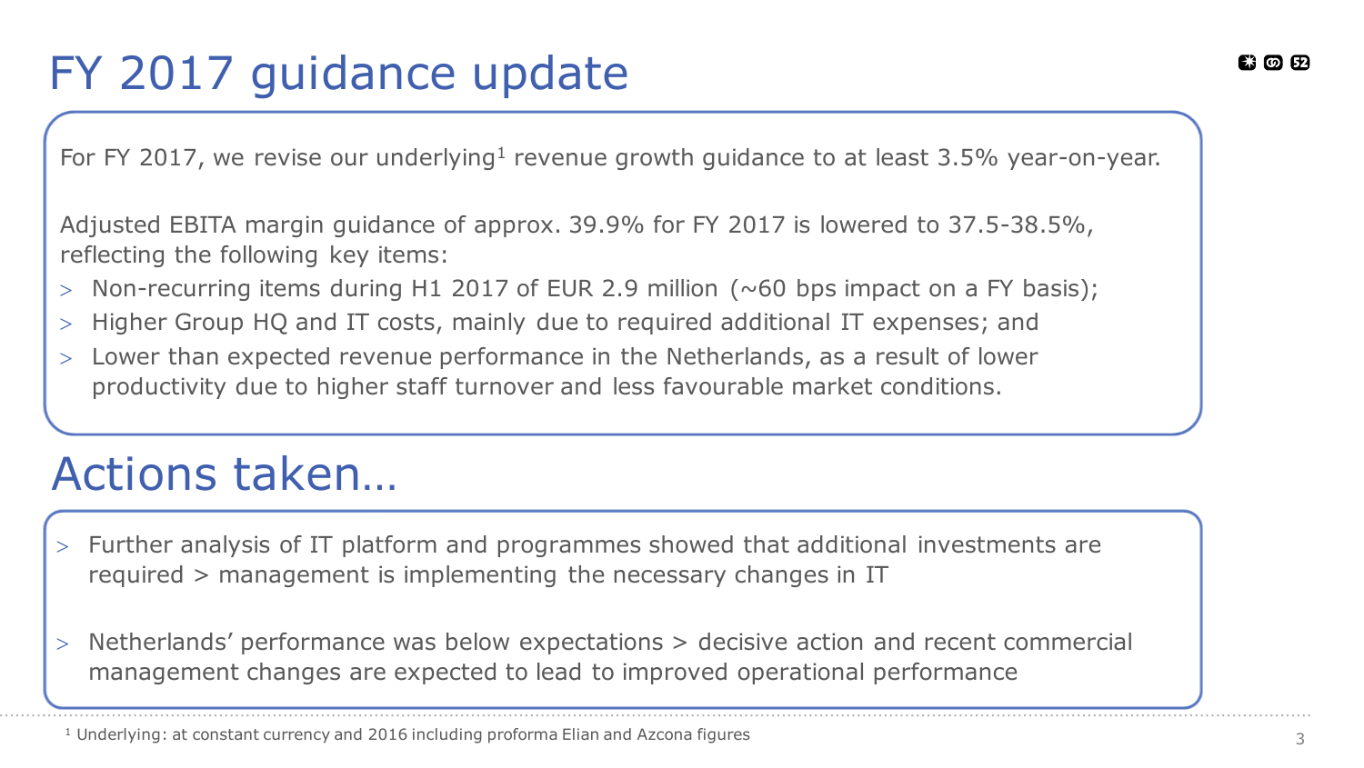# FY 2017 guidance update

For FY 2017, we revise our underlying[1] revenue growth guidance to at least 3.5% year-on-year.

Adjusted EBITA margin guidance of approx. 39.9% for FY 2017 is lowered to 37.5-38.5%, reflecting the following key items:

- Non-recurring items during H1 2017 of EUR 2.9 million (~60 bps impact on a FY basis);
- Higher Group HQ and IT costs, mainly due to required additional IT expenses; and
- Lower than expected revenue performance in the Netherlands, as a result of lower productivity due to higher staff turnover and less favourable market conditions.

# Actions taken…

- Further analysis of IT platform and programmes showed that additional investments are required > management is implementing the necessary changes in IT
- Netherlands' performance was below expectations > decisive action and recent commercial management changes are expected to lead to improved operational performance

[1] Underlying: at constant currency and 2016 including proforma Elian and Azcona figures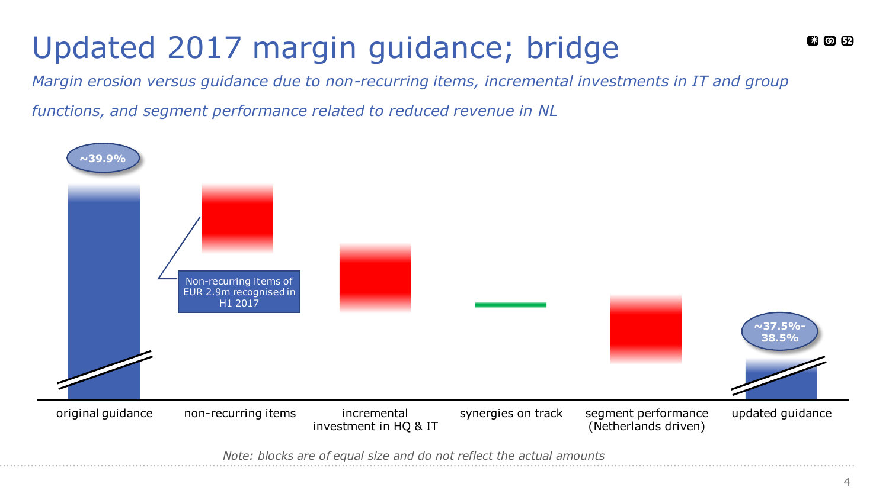# Updated 2017 margin guidance; bridge

*Margin erosion versus guidance due to non-recurring items, incremental investments in IT and group functions, and segment performance related to reduced revenue in NL*

~39.9%

Non-recurring items of EUR 2.9m recognised in H1 2017

~37.5%-38.5%

original guidance | non-recurring items | incremental investment in HQ & IT | synergies on track | segment performance (Netherlands driven) | updated guidance

*Note: blocks are of equal size and do not reflect the actual amounts*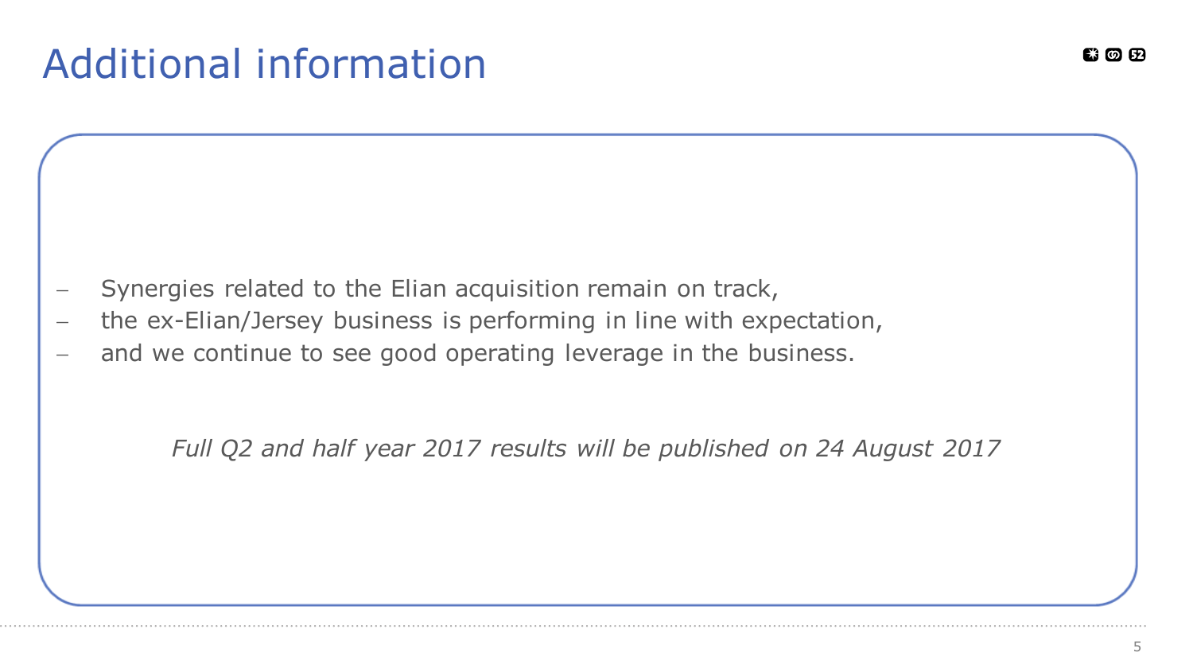# Additional information

- Synergies related to the Elian acquisition remain on track,
- the ex-Elian/Jersey business is performing in line with expectation,
- and we continue to see good operating leverage in the business.

*Full Q2 and half year 2017 results will be published on 24 August 2017*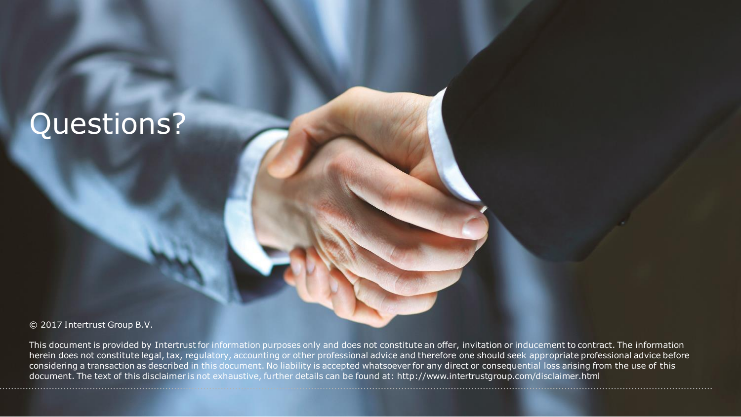# Questions?

© 2017 Intertrust Group B.V.

This document is provided by Intertrust for information purposes only and does not constitute an offer, invitation or inducement to contract. The information herein does not constitute legal, tax, regulatory, accounting or other professional advice and therefore one should seek appropriate professional advice before considering a transaction as described in this document. No liability is accepted whatsoever for any direct or consequential loss arising from the use of this document. The text of this disclaimer is not exhaustive, further details can be found at: http://www.intertrustgroup.com/disclaimer.html